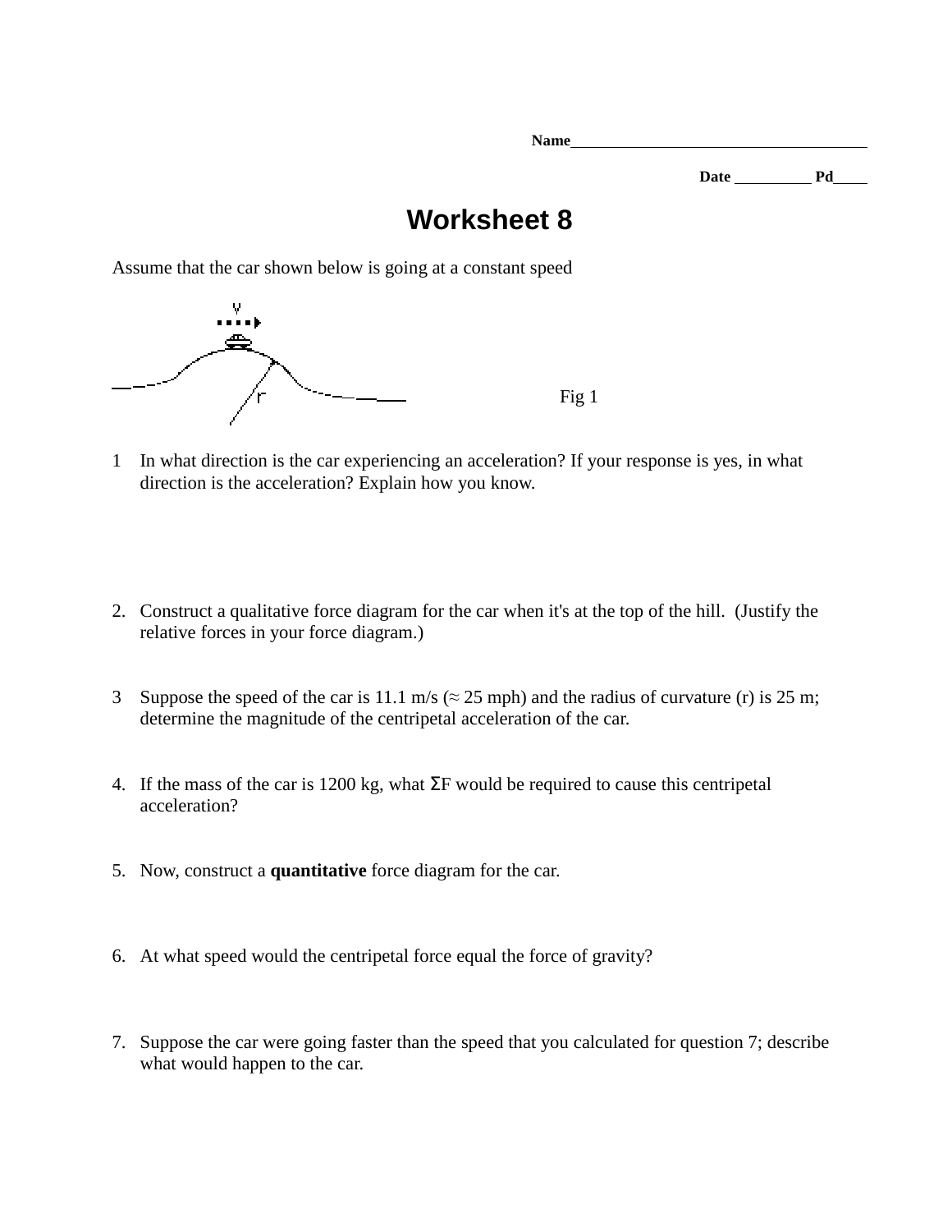Name_____________________________________

Date __________ Pd____

# Worksheet 8

Assume that the car shown below is going at a constant speed

Fig 1

1 In what direction is the car experiencing an acceleration? If your response is yes, in what direction is the acceleration? Explain how you know.

2. Construct a qualitative force diagram for the car when it's at the top of the hill. (Justify the relative forces in your force diagram.)

3 Suppose the speed of the car is 11.1 m/s (≈ 25 mph) and the radius of curvature (r) is 25 m; determine the magnitude of the centripetal acceleration of the car.

4. If the mass of the car is 1200 kg, what $\Sigma F$ would be required to cause this centripetal acceleration?

5. Now, construct a **quantitative** force diagram for the car.

6. At what speed would the centripetal force equal the force of gravity?

7. Suppose the car were going faster than the speed that you calculated for question 7; describe what would happen to the car.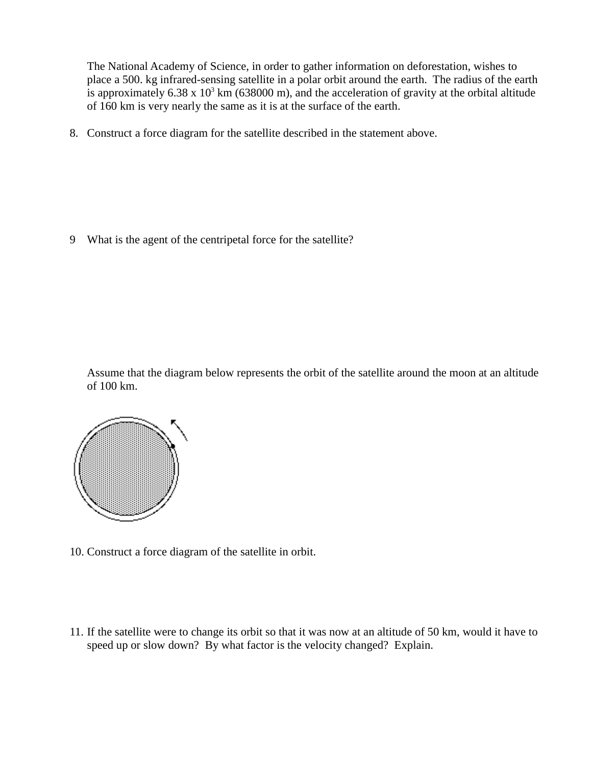The National Academy of Science, in order to gather information on deforestation, wishes to place a 500. kg infrared-sensing satellite in a polar orbit around the earth. The radius of the earth is approximately $6.38 \times 10^3$ km (638000 m), and the acceleration of gravity at the orbital altitude of 160 km is very nearly the same as it is at the surface of the earth.

8. Construct a force diagram for the satellite described in the statement above.

9. What is the agent of the centripetal force for the satellite?

Assume that the diagram below represents the orbit of the satellite around the moon at an altitude of 100 km.

10. Construct a force diagram of the satellite in orbit.

11. If the satellite were to change its orbit so that it was now at an altitude of 50 km, would it have to speed up or slow down? By what factor is the velocity changed? Explain.